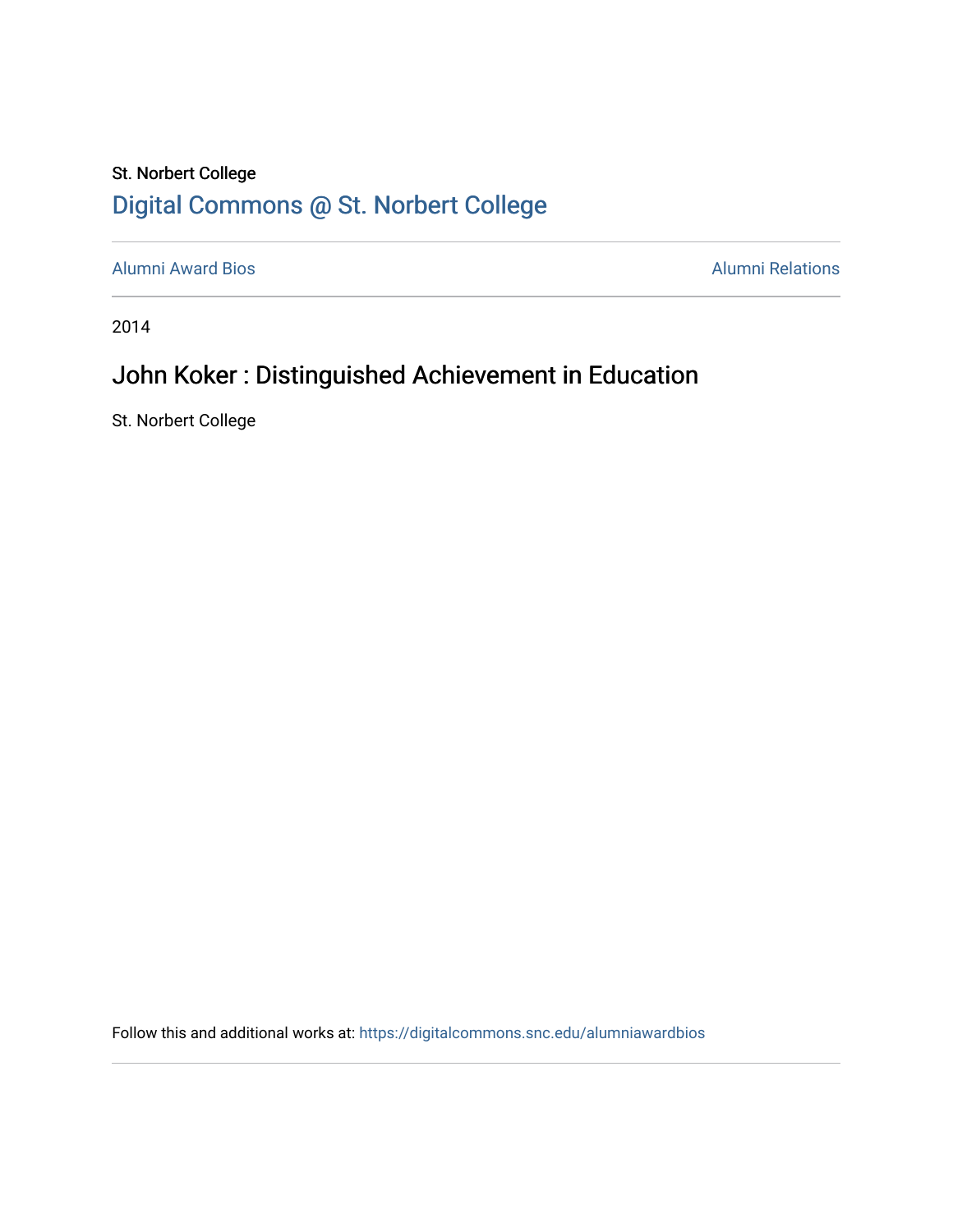St. Norbert College

# Digital Commons @ St. Norbert College

Alumni Award Bios | Alumni Relations

2014

## John Koker : Distinguished Achievement in Education

St. Norbert College

Follow this and additional works at: https://digitalcommons.snc.edu/alumniawardbios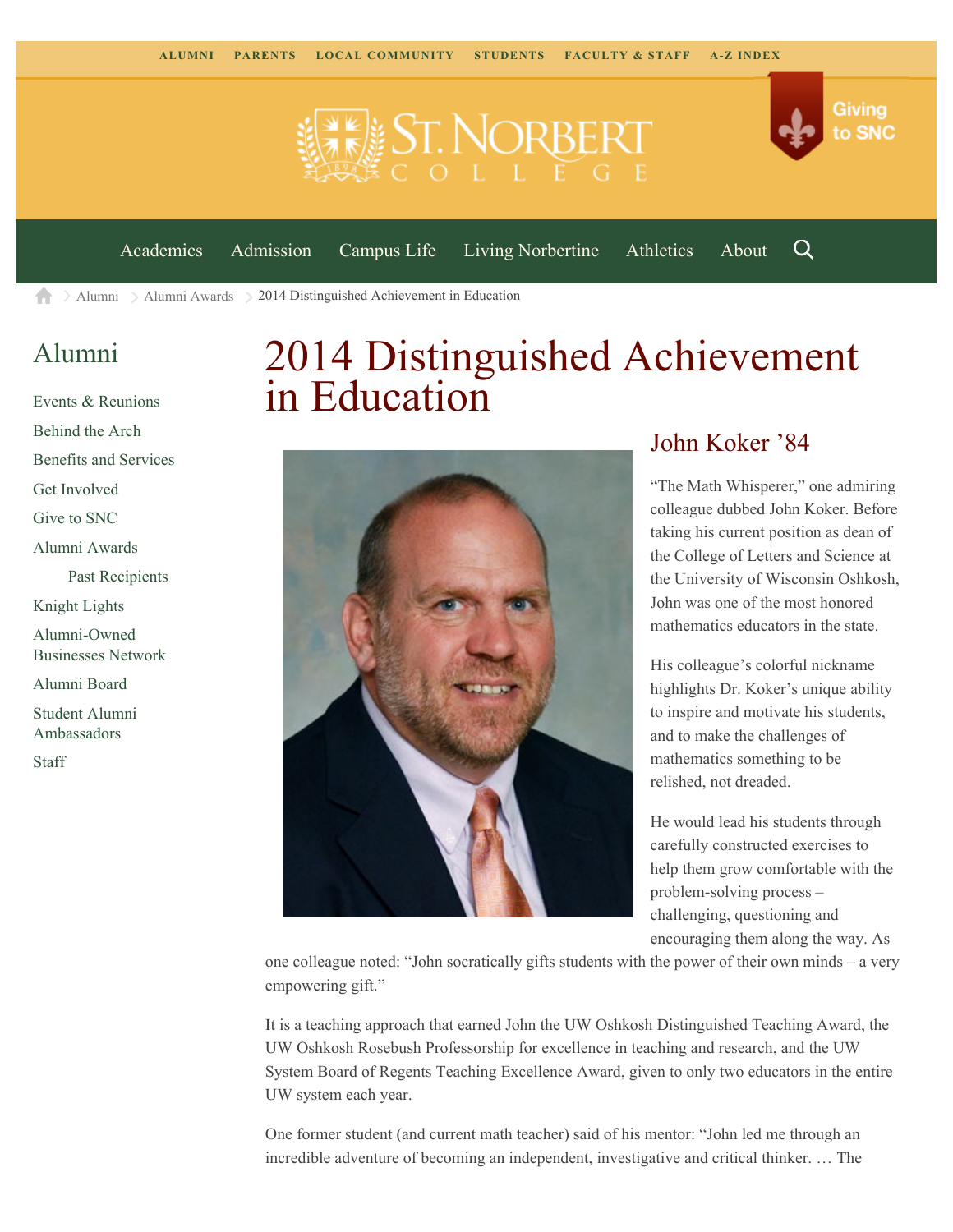ALUMNI PARENTS LOCAL COMMUNITY STUDENTS FACULTY & STAFF A-Z INDEX

Giving to SNC

Academics Admission Campus Life Living Norbertine Athletics About

Alumni > Alumni Awards > 2014 Distinguished Achievement in Education

## Alumni

- Events & Reunions
- Behind the Arch
- Benefits and Services
- Get Involved
- Give to SNC
- Alumni Awards
  - Past Recipients
- Knight Lights
- Alumni-Owned Businesses Network
- Alumni Board
- Student Alumni Ambassadors
- Staff

# 2014 Distinguished Achievement in Education

## John Koker ’84

“The Math Whisperer,” one admiring colleague dubbed John Koker. Before taking his current position as dean of the College of Letters and Science at the University of Wisconsin Oshkosh, John was one of the most honored mathematics educators in the state.

His colleague’s colorful nickname highlights Dr. Koker’s unique ability to inspire and motivate his students, and to make the challenges of mathematics something to be relished, not dreaded.

He would lead his students through carefully constructed exercises to help them grow comfortable with the problem-solving process – challenging, questioning and encouraging them along the way. As one colleague noted: “John socratically gifts students with the power of their own minds – a very empowering gift.”

It is a teaching approach that earned John the UW Oshkosh Distinguished Teaching Award, the UW Oshkosh Rosebush Professorship for excellence in teaching and research, and the UW System Board of Regents Teaching Excellence Award, given to only two educators in the entire UW system each year.

One former student (and current math teacher) said of his mentor: “John led me through an incredible adventure of becoming an independent, investigative and critical thinker. … The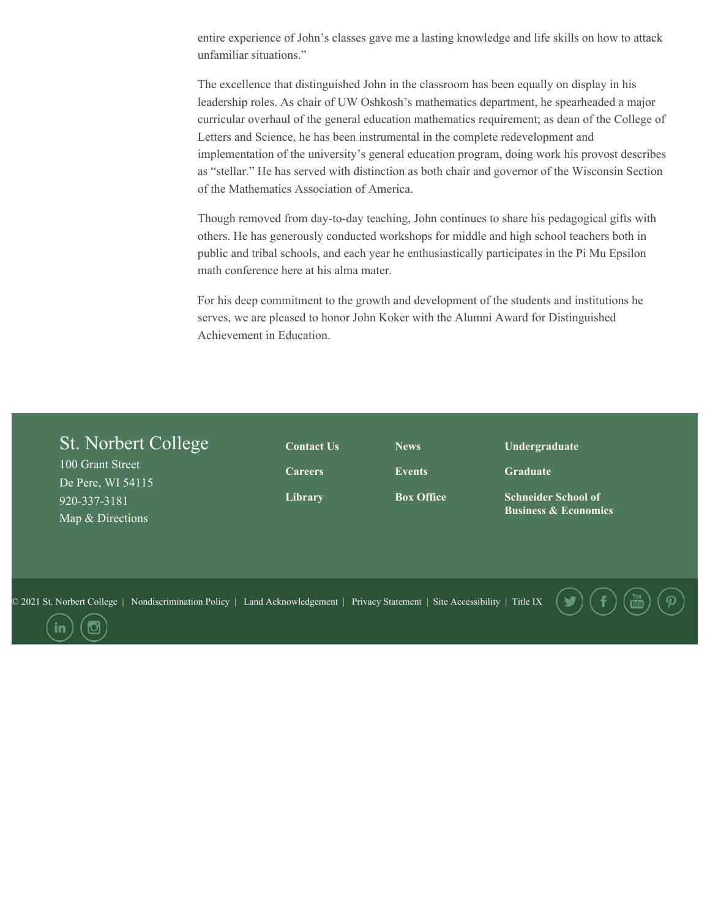entire experience of John's classes gave me a lasting knowledge and life skills on how to attack unfamiliar situations."

The excellence that distinguished John in the classroom has been equally on display in his leadership roles. As chair of UW Oshkosh's mathematics department, he spearheaded a major curricular overhaul of the general education mathematics requirement; as dean of the College of Letters and Science, he has been instrumental in the complete redevelopment and implementation of the university's general education program, doing work his provost describes as "stellar." He has served with distinction as both chair and governor of the Wisconsin Section of the Mathematics Association of America.

Though removed from day-to-day teaching, John continues to share his pedagogical gifts with others. He has generously conducted workshops for middle and high school teachers both in public and tribal schools, and each year he enthusiastically participates in the Pi Mu Epsilon math conference here at his alma mater.

For his deep commitment to the growth and development of the students and institutions he serves, we are pleased to honor John Koker with the Alumni Award for Distinguished Achievement in Education.

St. Norbert College
100 Grant Street
De Pere, WI 54115
920-337-3181
Map & Directions

**Contact Us**
**Careers**
**Library**
**News**
**Events**
**Box Office**
**Undergraduate**
**Graduate**
**Schneider School of Business & Economics**

© 2021 St. Norbert College | Nondiscrimination Policy | Land Acknowledgement | Privacy Statement | Site Accessibility | Title IX